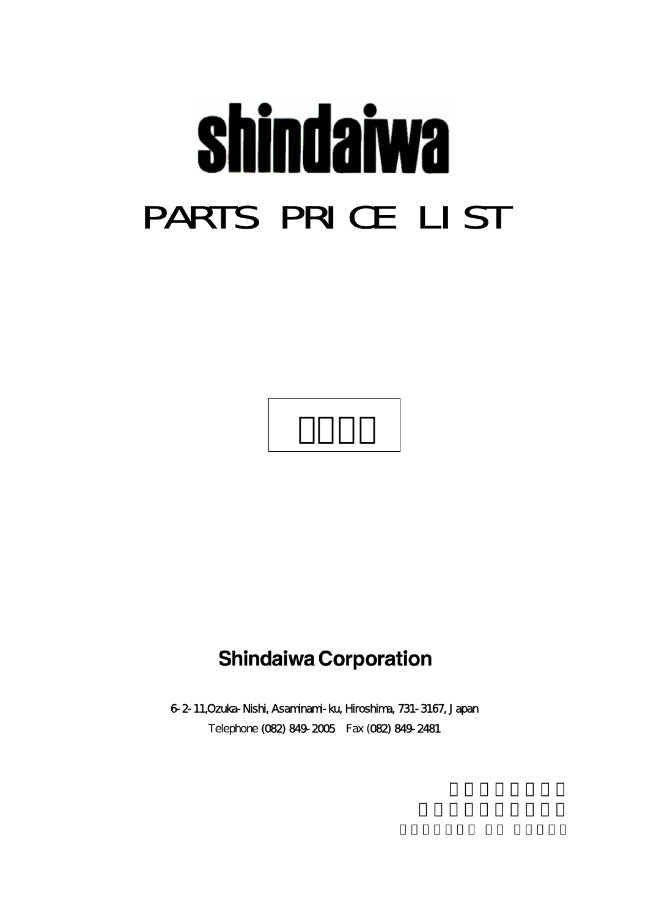# shindaiwa

# PARTS PRICE LIST

**Shindaiwa Corporation**

6-2-11,Ozuka-Nishi, Asaminami-ku, Hiroshima, 731-3167, Japan
Telephone (082) 849-2005 Fax (082) 849-2481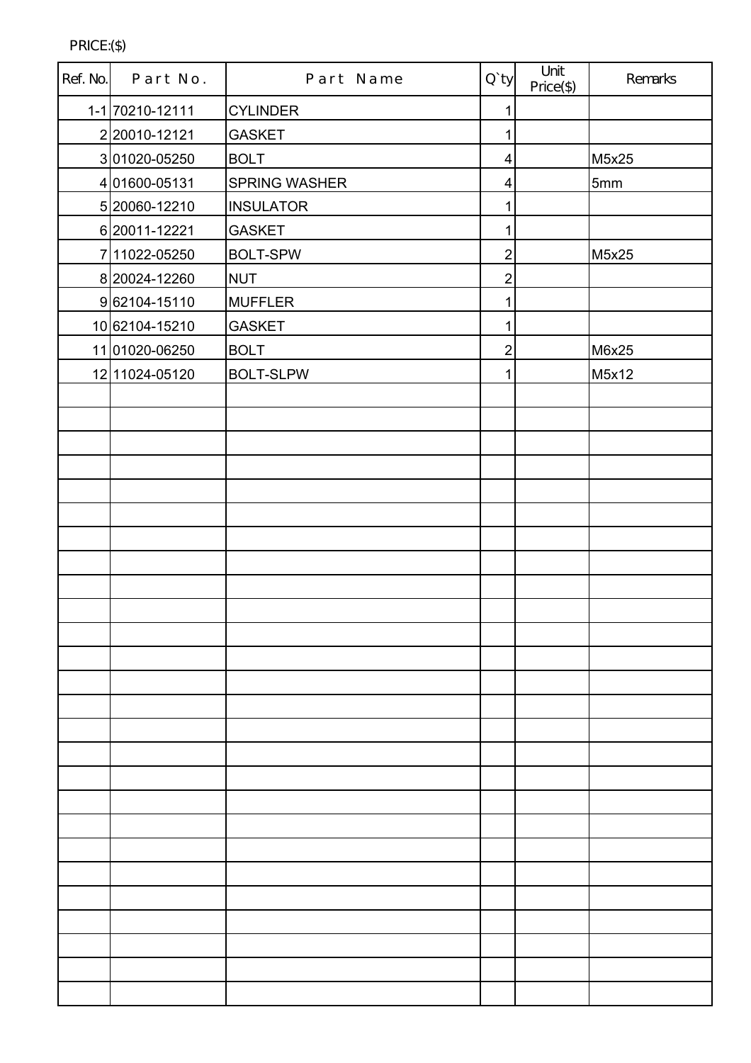PRICE:($)

| Ref. No. | Part No. | Part Name | Q`ty | Unit Price($) | Remarks |
|---|---|---|---|---|---|
| 1-1 | 70210-12111 | CYLINDER | 1 | | |
| 2 | 20010-12121 | GASKET | 1 | | |
| 3 | 01020-05250 | BOLT | 4 | | M5x25 |
| 4 | 01600-05131 | SPRING WASHER | 4 | | 5mm |
| 5 | 20060-12210 | INSULATOR | 1 | | |
| 6 | 20011-12221 | GASKET | 1 | | |
| 7 | 11022-05250 | BOLT-SPW | 2 | | M5x25 |
| 8 | 20024-12260 | NUT | 2 | | |
| 9 | 62104-15110 | MUFFLER | 1 | | |
| 10 | 62104-15210 | GASKET | 1 | | |
| 11 | 01020-06250 | BOLT | 2 | | M6x25 |
| 12 | 11024-05120 | BOLT-SLPW | 1 | | M5x12 |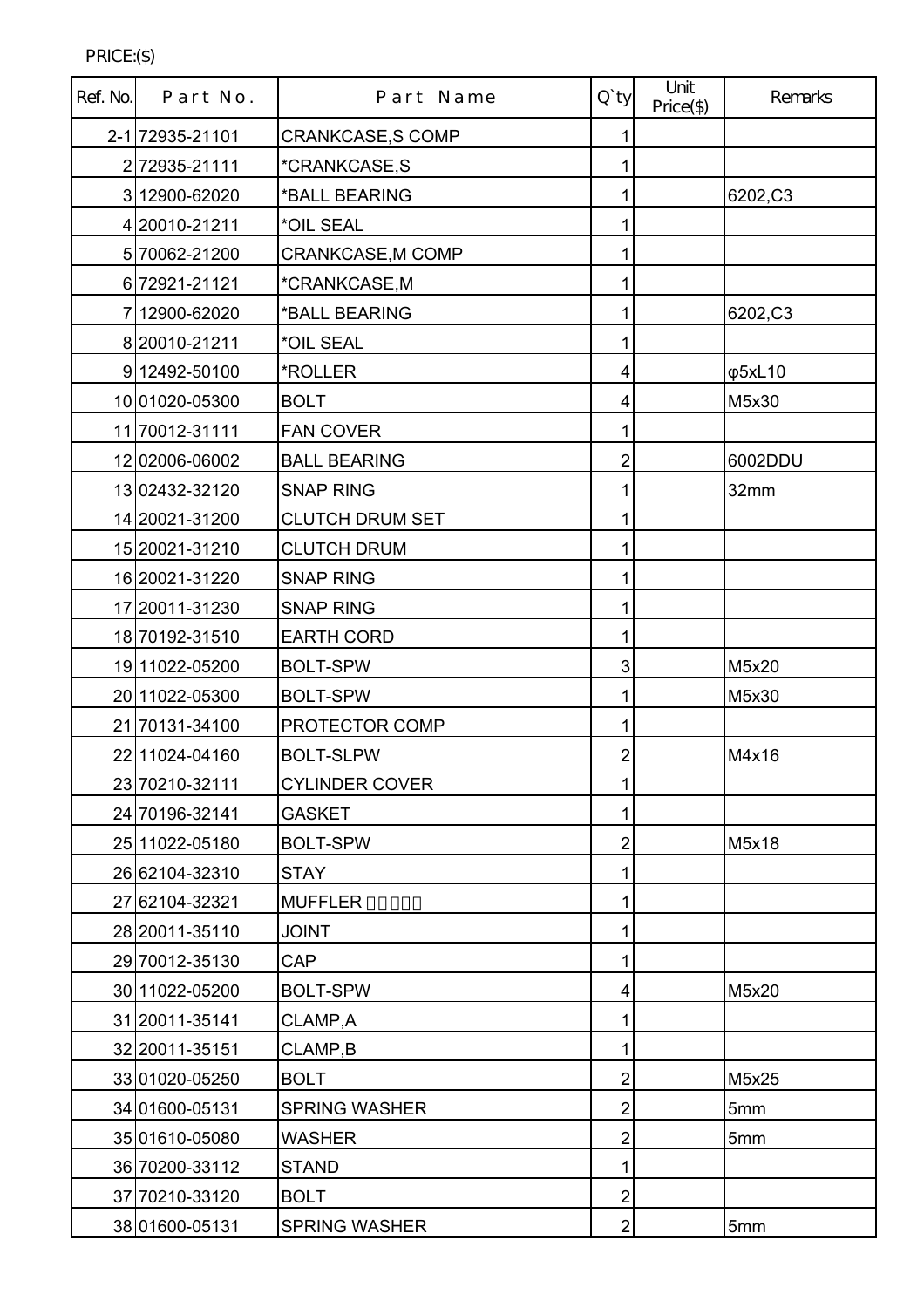PRICE:($)

| Ref. No. | Part No. | Part Name | Q`ty | Unit Price($) | Remarks |
|---|---|---|---|---|---|
| 2-1 | 72935-21101 | CRANKCASE,S COMP | 1 | | |
| 2 | 72935-21111 | *CRANKCASE,S | 1 | | |
| 3 | 12900-62020 | *BALL BEARING | 1 | | 6202,C3 |
| 4 | 20010-21211 | *OIL SEAL | 1 | | |
| 5 | 70062-21200 | CRANKCASE,M COMP | 1 | | |
| 6 | 72921-21121 | *CRANKCASE,M | 1 | | |
| 7 | 12900-62020 | *BALL BEARING | 1 | | 6202,C3 |
| 8 | 20010-21211 | *OIL SEAL | 1 | | |
| 9 | 12492-50100 | *ROLLER | 4 | | φ5xL10 |
| 10 | 01020-05300 | BOLT | 4 | | M5x30 |
| 11 | 70012-31111 | FAN COVER | 1 | | |
| 12 | 02006-06002 | BALL BEARING | 2 | | 6002DDU |
| 13 | 02432-32120 | SNAP RING | 1 | | 32mm |
| 14 | 20021-31200 | CLUTCH DRUM SET | 1 | | |
| 15 | 20021-31210 | CLUTCH DRUM | 1 | | |
| 16 | 20021-31220 | SNAP RING | 1 | | |
| 17 | 20011-31230 | SNAP RING | 1 | | |
| 18 | 70192-31510 | EARTH CORD | 1 | | |
| 19 | 11022-05200 | BOLT-SPW | 3 | | M5x20 |
| 20 | 11022-05300 | BOLT-SPW | 1 | | M5x30 |
| 21 | 70131-34100 | PROTECTOR COMP | 1 | | |
| 22 | 11024-04160 | BOLT-SLPW | 2 | | M4x16 |
| 23 | 70210-32111 | CYLINDER COVER | 1 | | |
| 24 | 70196-32141 | GASKET | 1 | | |
| 25 | 11022-05180 | BOLT-SPW | 2 | | M5x18 |
| 26 | 62104-32310 | STAY | 1 | | |
| 27 | 62104-32321 | MUFFLER □□□□□ | 1 | | |
| 28 | 20011-35110 | JOINT | 1 | | |
| 29 | 70012-35130 | CAP | 1 | | |
| 30 | 11022-05200 | BOLT-SPW | 4 | | M5x20 |
| 31 | 20011-35141 | CLAMP,A | 1 | | |
| 32 | 20011-35151 | CLAMP,B | 1 | | |
| 33 | 01020-05250 | BOLT | 2 | | M5x25 |
| 34 | 01600-05131 | SPRING WASHER | 2 | | 5mm |
| 35 | 01610-05080 | WASHER | 2 | | 5mm |
| 36 | 70200-33112 | STAND | 1 | | |
| 37 | 70210-33120 | BOLT | 2 | | |
| 38 | 01600-05131 | SPRING WASHER | 2 | | 5mm |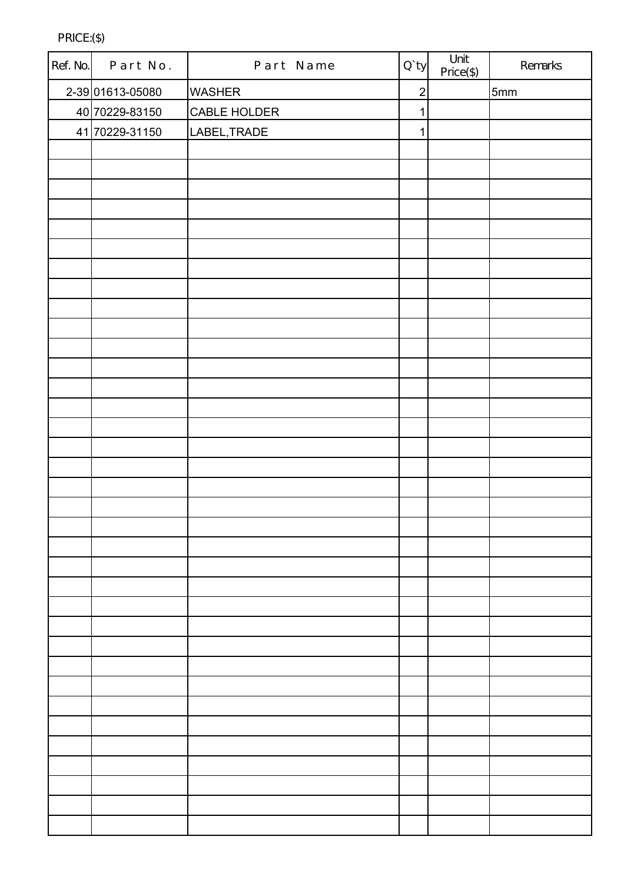PRICE:($)

| Ref. No. | Part No. | Part Name | Q`ty | Unit Price($) | Remarks |
|---|---|---|---|---|---|
| 2-39 | 01613-05080 | WASHER | 2 | | 5mm |
| 40 | 70229-83150 | CABLE HOLDER | 1 | | |
| 41 | 70229-31150 | LABEL,TRADE | 1 | | |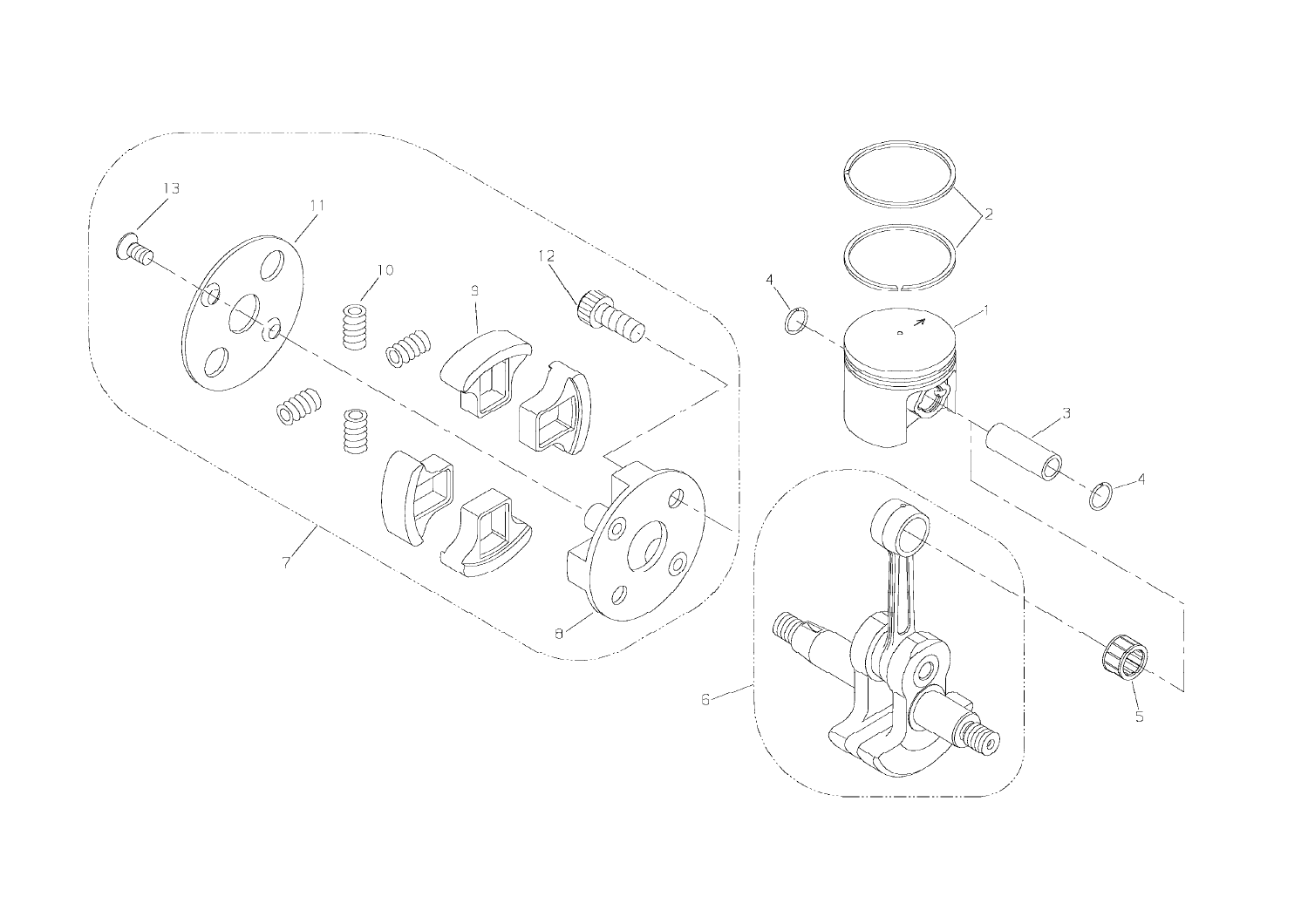13

11

10

9

12

2

4

1

3

4

7

8

6

5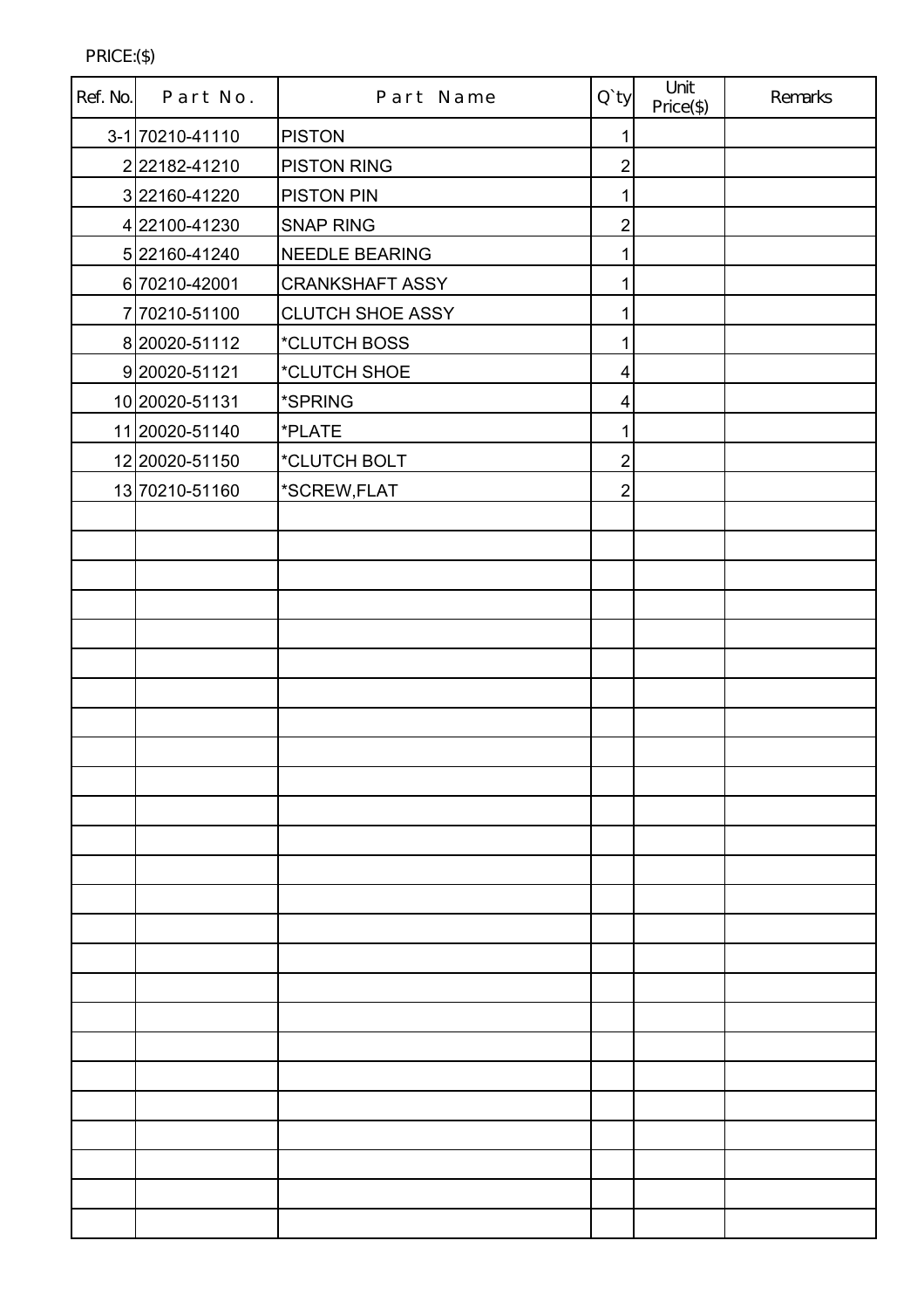PRICE:($)

| Ref. No. | Part No. | Part Name | Q`ty | Unit Price($) | Remarks |
|---|---|---|---|---|---|
| 3-1 | 70210-41110 | PISTON | 1 | | |
| 2 | 22182-41210 | PISTON RING | 2 | | |
| 3 | 22160-41220 | PISTON PIN | 1 | | |
| 4 | 22100-41230 | SNAP RING | 2 | | |
| 5 | 22160-41240 | NEEDLE BEARING | 1 | | |
| 6 | 70210-42001 | CRANKSHAFT ASSY | 1 | | |
| 7 | 70210-51100 | CLUTCH SHOE ASSY | 1 | | |
| 8 | 20020-51112 | *CLUTCH BOSS | 1 | | |
| 9 | 20020-51121 | *CLUTCH SHOE | 4 | | |
| 10 | 20020-51131 | *SPRING | 4 | | |
| 11 | 20020-51140 | *PLATE | 1 | | |
| 12 | 20020-51150 | *CLUTCH BOLT | 2 | | |
| 13 | 70210-51160 | *SCREW,FLAT | 2 | | |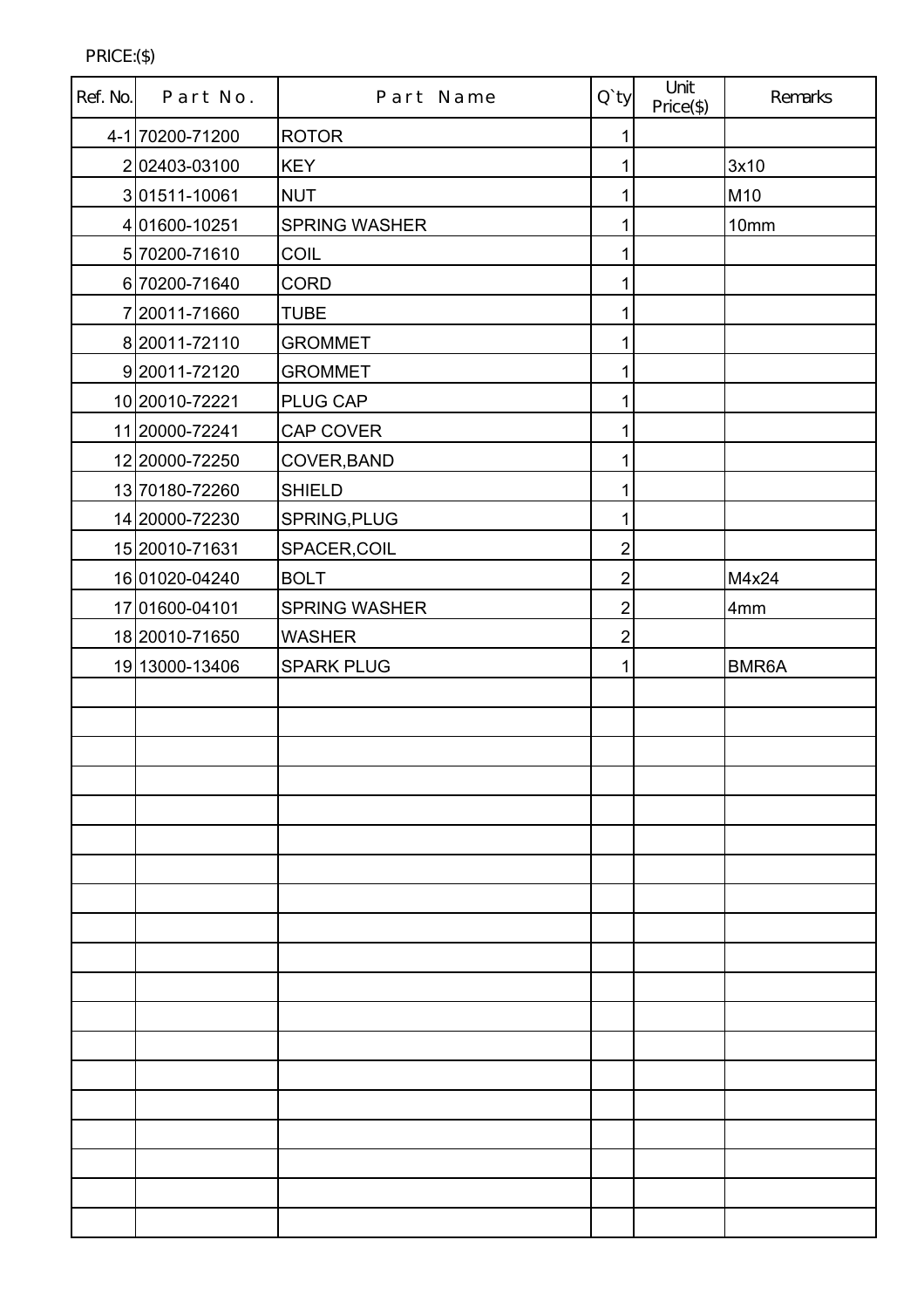PRICE:($)

| Ref. No. | Part No. | Part Name | Q`ty | Unit Price($) | Remarks |
|---|---|---|---|---|---|
| 4-1 | 70200-71200 | ROTOR | 1 | | |
| 2 | 02403-03100 | KEY | 1 | | 3x10 |
| 3 | 01511-10061 | NUT | 1 | | M10 |
| 4 | 01600-10251 | SPRING WASHER | 1 | | 10mm |
| 5 | 70200-71610 | COIL | 1 | | |
| 6 | 70200-71640 | CORD | 1 | | |
| 7 | 20011-71660 | TUBE | 1 | | |
| 8 | 20011-72110 | GROMMET | 1 | | |
| 9 | 20011-72120 | GROMMET | 1 | | |
| 10 | 20010-72221 | PLUG CAP | 1 | | |
| 11 | 20000-72241 | CAP COVER | 1 | | |
| 12 | 20000-72250 | COVER,BAND | 1 | | |
| 13 | 70180-72260 | SHIELD | 1 | | |
| 14 | 20000-72230 | SPRING,PLUG | 1 | | |
| 15 | 20010-71631 | SPACER,COIL | 2 | | |
| 16 | 01020-04240 | BOLT | 2 | | M4x24 |
| 17 | 01600-04101 | SPRING WASHER | 2 | | 4mm |
| 18 | 20010-71650 | WASHER | 2 | | |
| 19 | 13000-13406 | SPARK PLUG | 1 | | BMR6A |
| | | | | | |
| | | | | | |
| | | | | | |
| | | | | | |
| | | | | | |
| | | | | | |
| | | | | | |
| | | | | | |
| | | | | | |
| | | | | | |
| | | | | | |
| | | | | | |
| | | | | | |
| | | | | | |
| | | | | | |
| | | | | | |
| | | | | | |
| | | | | | |
| | | | | | |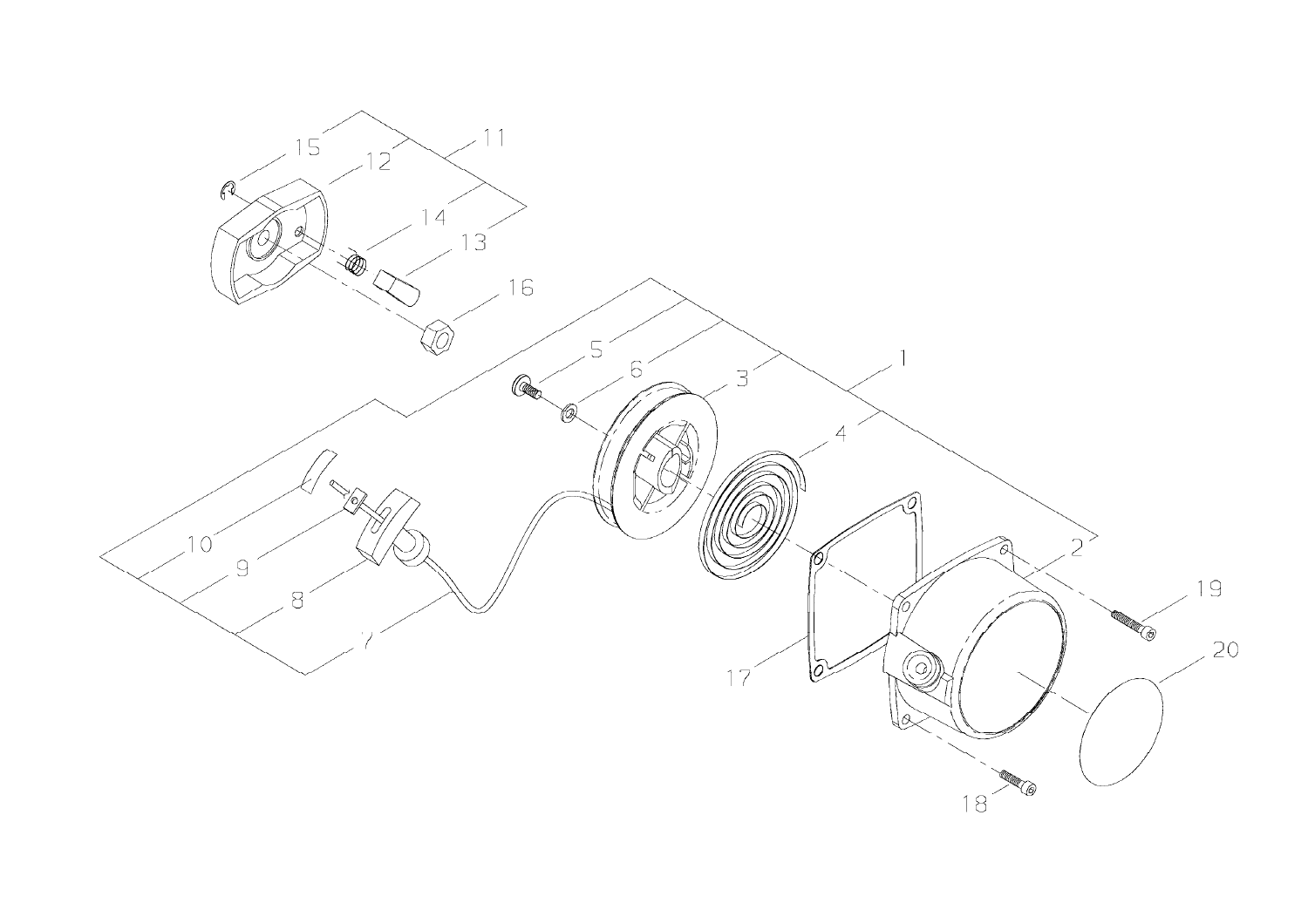15
12
11
14
13
16
5
6
3
1
4
10
9
8
7
17
2
19
20
18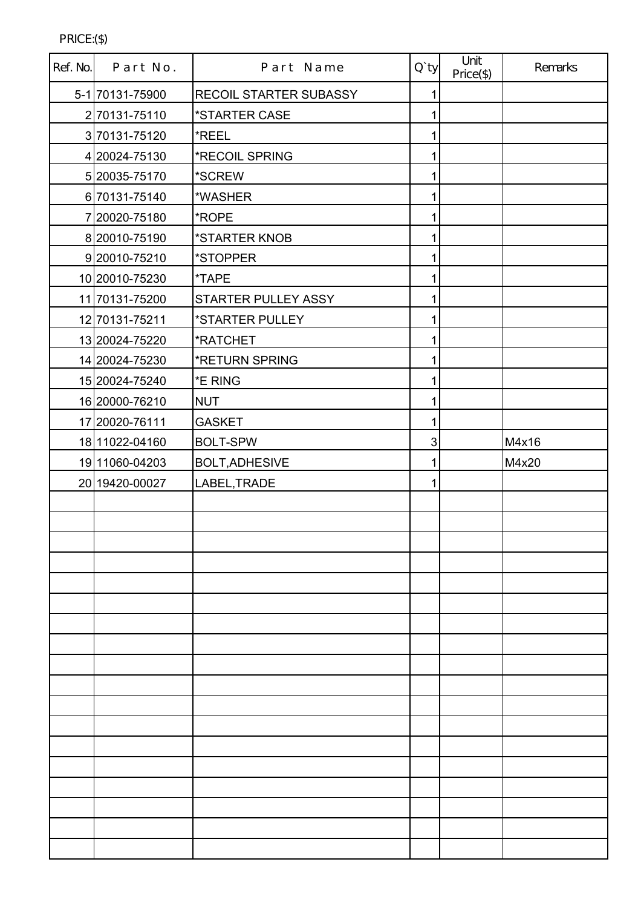PRICE:($)

| Ref. No. | Part No. | Part Name | Q`ty | Unit Price($) | Remarks |
|---|---|---|---|---|---|
| 5-1 | 70131-75900 | RECOIL STARTER SUBASSY | 1 | | |
| 2 | 70131-75110 | *STARTER CASE | 1 | | |
| 3 | 70131-75120 | *REEL | 1 | | |
| 4 | 20024-75130 | *RECOIL SPRING | 1 | | |
| 5 | 20035-75170 | *SCREW | 1 | | |
| 6 | 70131-75140 | *WASHER | 1 | | |
| 7 | 20020-75180 | *ROPE | 1 | | |
| 8 | 20010-75190 | *STARTER KNOB | 1 | | |
| 9 | 20010-75210 | *STOPPER | 1 | | |
| 10 | 20010-75230 | *TAPE | 1 | | |
| 11 | 70131-75200 | STARTER PULLEY ASSY | 1 | | |
| 12 | 70131-75211 | *STARTER PULLEY | 1 | | |
| 13 | 20024-75220 | *RATCHET | 1 | | |
| 14 | 20024-75230 | *RETURN SPRING | 1 | | |
| 15 | 20024-75240 | *E RING | 1 | | |
| 16 | 20000-76210 | NUT | 1 | | |
| 17 | 20020-76111 | GASKET | 1 | | |
| 18 | 11022-04160 | BOLT-SPW | 3 | | M4x16 |
| 19 | 11060-04203 | BOLT,ADHESIVE | 1 | | M4x20 |
| 20 | 19420-00027 | LABEL,TRADE | 1 | | |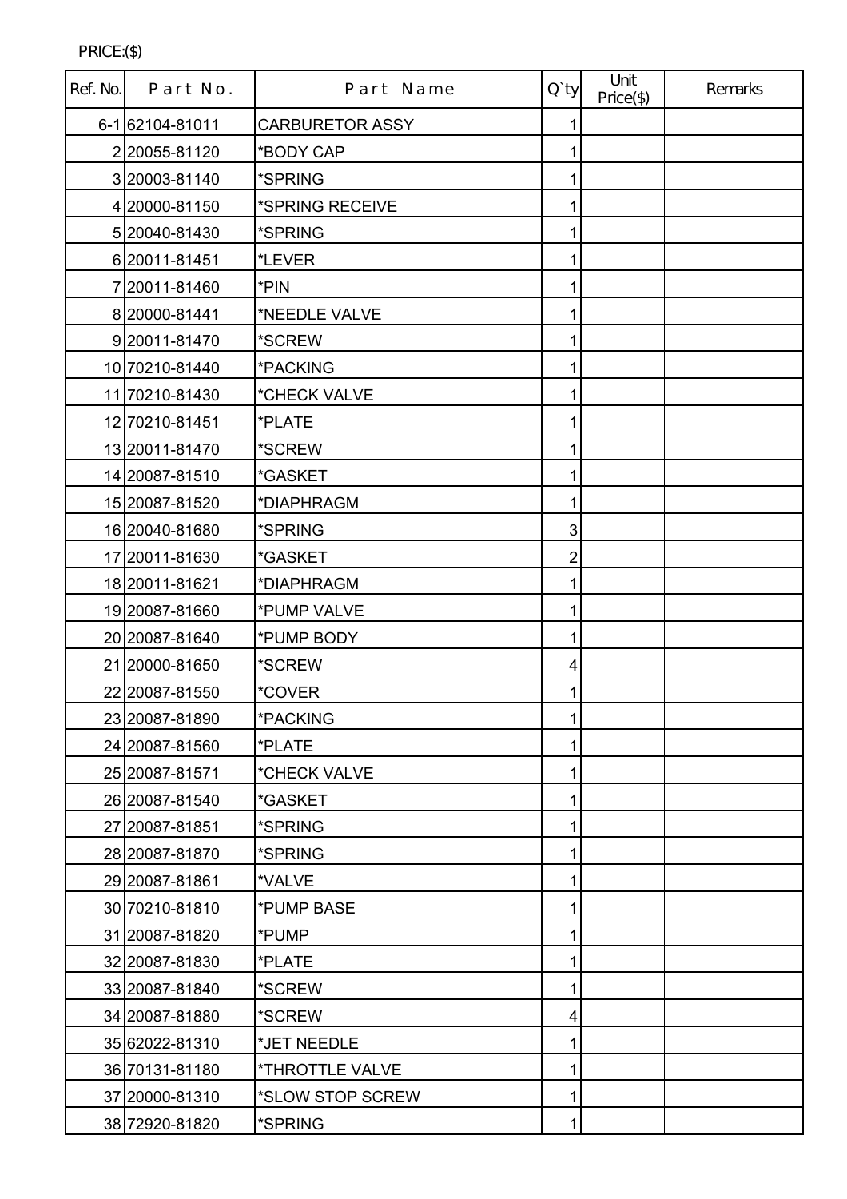PRICE:($)

| Ref. No. | Part No. | Part Name | Q`ty | Unit Price($) | Remarks |
|---|---|---|---|---|---|
| 6-1 | 62104-81011 | CARBURETOR ASSY | 1 | | |
| 2 | 20055-81120 | *BODY CAP | 1 | | |
| 3 | 20003-81140 | *SPRING | 1 | | |
| 4 | 20000-81150 | *SPRING RECEIVE | 1 | | |
| 5 | 20040-81430 | *SPRING | 1 | | |
| 6 | 20011-81451 | *LEVER | 1 | | |
| 7 | 20011-81460 | *PIN | 1 | | |
| 8 | 20000-81441 | *NEEDLE VALVE | 1 | | |
| 9 | 20011-81470 | *SCREW | 1 | | |
| 10 | 70210-81440 | *PACKING | 1 | | |
| 11 | 70210-81430 | *CHECK VALVE | 1 | | |
| 12 | 70210-81451 | *PLATE | 1 | | |
| 13 | 20011-81470 | *SCREW | 1 | | |
| 14 | 20087-81510 | *GASKET | 1 | | |
| 15 | 20087-81520 | *DIAPHRAGM | 1 | | |
| 16 | 20040-81680 | *SPRING | 3 | | |
| 17 | 20011-81630 | *GASKET | 2 | | |
| 18 | 20011-81621 | *DIAPHRAGM | 1 | | |
| 19 | 20087-81660 | *PUMP VALVE | 1 | | |
| 20 | 20087-81640 | *PUMP BODY | 1 | | |
| 21 | 20000-81650 | *SCREW | 4 | | |
| 22 | 20087-81550 | *COVER | 1 | | |
| 23 | 20087-81890 | *PACKING | 1 | | |
| 24 | 20087-81560 | *PLATE | 1 | | |
| 25 | 20087-81571 | *CHECK VALVE | 1 | | |
| 26 | 20087-81540 | *GASKET | 1 | | |
| 27 | 20087-81851 | *SPRING | 1 | | |
| 28 | 20087-81870 | *SPRING | 1 | | |
| 29 | 20087-81861 | *VALVE | 1 | | |
| 30 | 70210-81810 | *PUMP BASE | 1 | | |
| 31 | 20087-81820 | *PUMP | 1 | | |
| 32 | 20087-81830 | *PLATE | 1 | | |
| 33 | 20087-81840 | *SCREW | 1 | | |
| 34 | 20087-81880 | *SCREW | 4 | | |
| 35 | 62022-81310 | *JET NEEDLE | 1 | | |
| 36 | 70131-81180 | *THROTTLE VALVE | 1 | | |
| 37 | 20000-81310 | *SLOW STOP SCREW | 1 | | |
| 38 | 72920-81820 | *SPRING | 1 | | |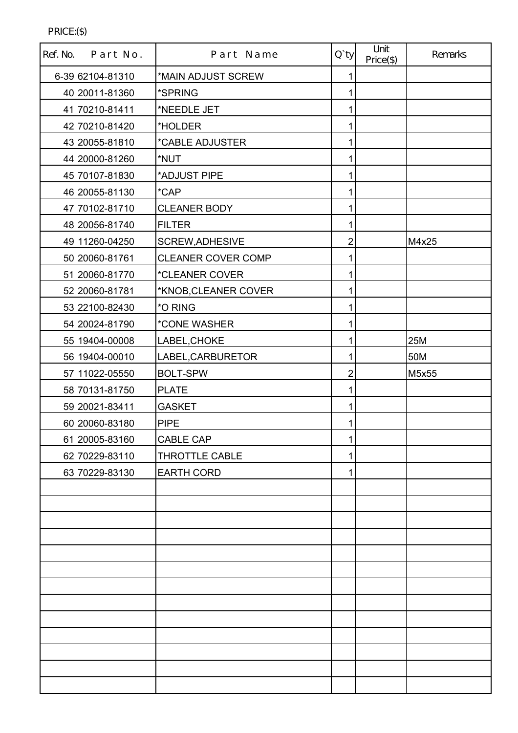PRICE:($)

| Ref. No. | Part No. | Part Name | Q`ty | Unit Price($) | Remarks |
|---|---|---|---|---|---|
| 6-39 | 62104-81310 | *MAIN ADJUST SCREW | 1 | | |
| 40 | 20011-81360 | *SPRING | 1 | | |
| 41 | 70210-81411 | *NEEDLE JET | 1 | | |
| 42 | 70210-81420 | *HOLDER | 1 | | |
| 43 | 20055-81810 | *CABLE ADJUSTER | 1 | | |
| 44 | 20000-81260 | *NUT | 1 | | |
| 45 | 70107-81830 | *ADJUST PIPE | 1 | | |
| 46 | 20055-81130 | *CAP | 1 | | |
| 47 | 70102-81710 | CLEANER BODY | 1 | | |
| 48 | 20056-81740 | FILTER | 1 | | |
| 49 | 11260-04250 | SCREW,ADHESIVE | 2 | | M4x25 |
| 50 | 20060-81761 | CLEANER COVER COMP | 1 | | |
| 51 | 20060-81770 | *CLEANER COVER | 1 | | |
| 52 | 20060-81781 | *KNOB,CLEANER COVER | 1 | | |
| 53 | 22100-82430 | *O RING | 1 | | |
| 54 | 20024-81790 | *CONE WASHER | 1 | | |
| 55 | 19404-00008 | LABEL,CHOKE | 1 | | 25M |
| 56 | 19404-00010 | LABEL,CARBURETOR | 1 | | 50M |
| 57 | 11022-05550 | BOLT-SPW | 2 | | M5x55 |
| 58 | 70131-81750 | PLATE | 1 | | |
| 59 | 20021-83411 | GASKET | 1 | | |
| 60 | 20060-83180 | PIPE | 1 | | |
| 61 | 20005-83160 | CABLE CAP | 1 | | |
| 62 | 70229-83110 | THROTTLE CABLE | 1 | | |
| 63 | 70229-83130 | EARTH CORD | 1 | | |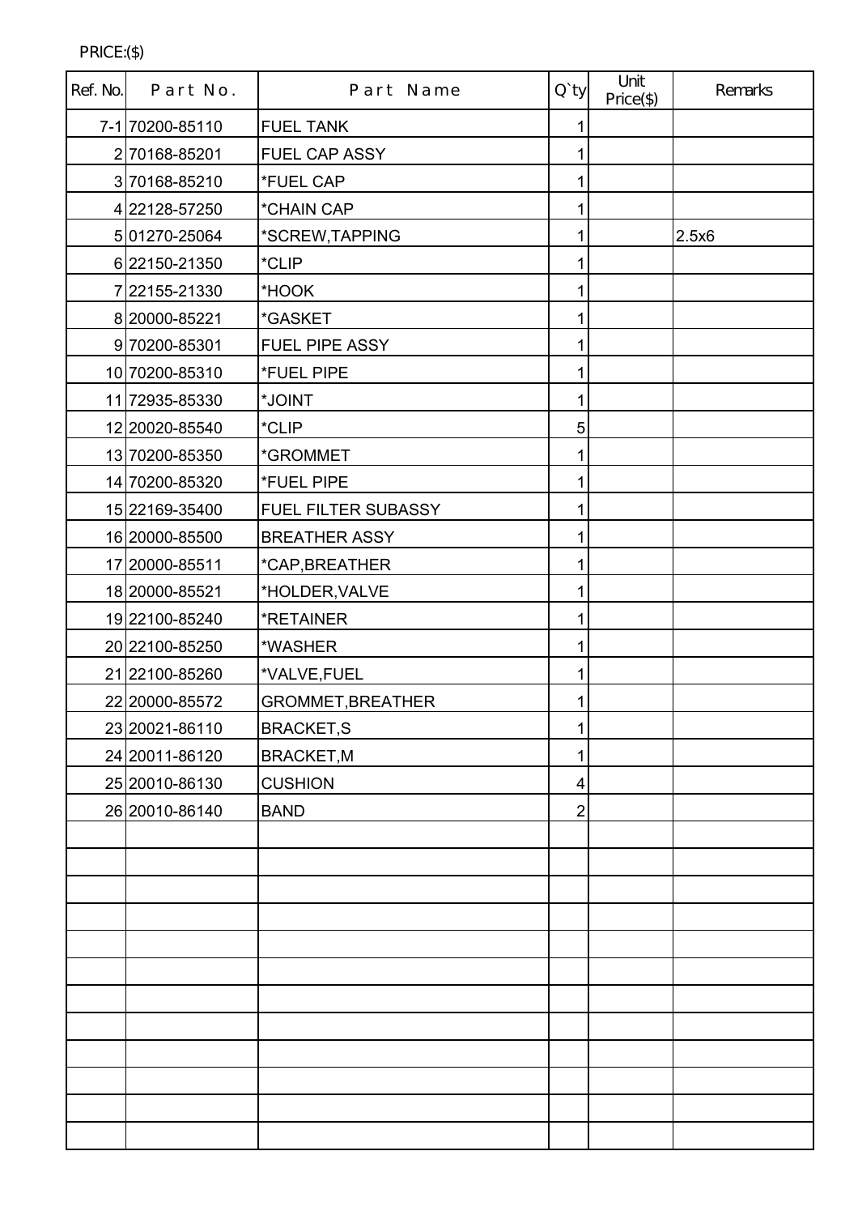PRICE:($)

| Ref. No. | Part No. | Part Name | Q`ty | Unit Price($) | Remarks |
|---|---|---|---|---|---|
| 7-1 | 70200-85110 | FUEL TANK | 1 | | |
| 2 | 70168-85201 | FUEL CAP ASSY | 1 | | |
| 3 | 70168-85210 | *FUEL CAP | 1 | | |
| 4 | 22128-57250 | *CHAIN CAP | 1 | | |
| 5 | 01270-25064 | *SCREW,TAPPING | 1 | | 2.5x6 |
| 6 | 22150-21350 | *CLIP | 1 | | |
| 7 | 22155-21330 | *HOOK | 1 | | |
| 8 | 20000-85221 | *GASKET | 1 | | |
| 9 | 70200-85301 | FUEL PIPE ASSY | 1 | | |
| 10 | 70200-85310 | *FUEL PIPE | 1 | | |
| 11 | 72935-85330 | *JOINT | 1 | | |
| 12 | 20020-85540 | *CLIP | 5 | | |
| 13 | 70200-85350 | *GROMMET | 1 | | |
| 14 | 70200-85320 | *FUEL PIPE | 1 | | |
| 15 | 22169-35400 | FUEL FILTER SUBASSY | 1 | | |
| 16 | 20000-85500 | BREATHER ASSY | 1 | | |
| 17 | 20000-85511 | *CAP,BREATHER | 1 | | |
| 18 | 20000-85521 | *HOLDER,VALVE | 1 | | |
| 19 | 22100-85240 | *RETAINER | 1 | | |
| 20 | 22100-85250 | *WASHER | 1 | | |
| 21 | 22100-85260 | *VALVE,FUEL | 1 | | |
| 22 | 20000-85572 | GROMMET,BREATHER | 1 | | |
| 23 | 20021-86110 | BRACKET,S | 1 | | |
| 24 | 20011-86120 | BRACKET,M | 1 | | |
| 25 | 20010-86130 | CUSHION | 4 | | |
| 26 | 20010-86140 | BAND | 2 | | |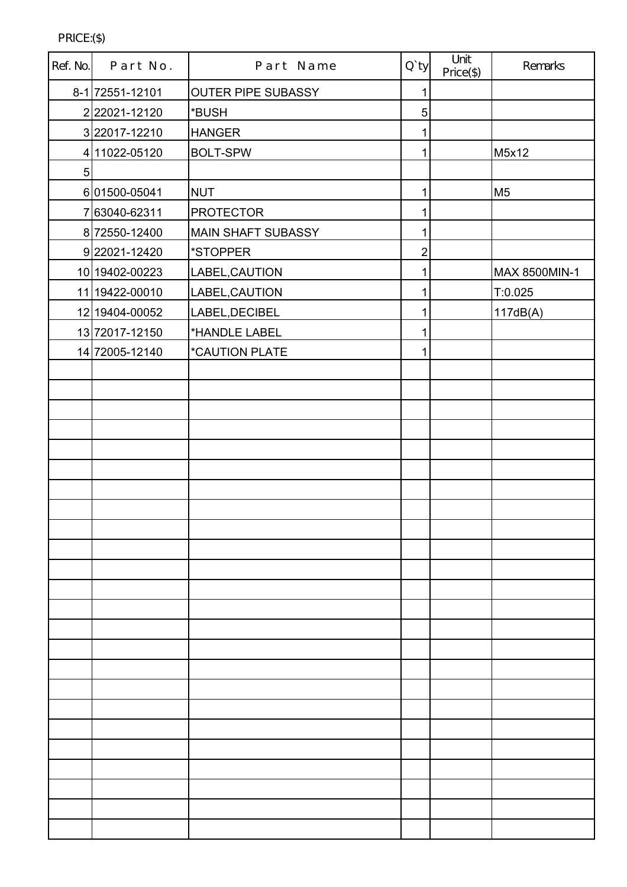PRICE:($)

| Ref. No. | Part No. | Part Name | Q`ty | Unit Price($) | Remarks |
|---|---|---|---|---|---|
| 8-1 | 72551-12101 | OUTER PIPE SUBASSY | 1 | | |
| 2 | 22021-12120 | *BUSH | 5 | | |
| 3 | 22017-12210 | HANGER | 1 | | |
| 4 | 11022-05120 | BOLT-SPW | 1 | | M5x12 |
| 5 | | | | | |
| 6 | 01500-05041 | NUT | 1 | | M5 |
| 7 | 63040-62311 | PROTECTOR | 1 | | |
| 8 | 72550-12400 | MAIN SHAFT SUBASSY | 1 | | |
| 9 | 22021-12420 | *STOPPER | 2 | | |
| 10 | 19402-00223 | LABEL,CAUTION | 1 | | MAX 8500MIN-1 |
| 11 | 19422-00010 | LABEL,CAUTION | 1 | | T:0.025 |
| 12 | 19404-00052 | LABEL,DECIBEL | 1 | | 117dB(A) |
| 13 | 72017-12150 | *HANDLE LABEL | 1 | | |
| 14 | 72005-12140 | *CAUTION PLATE | 1 | | |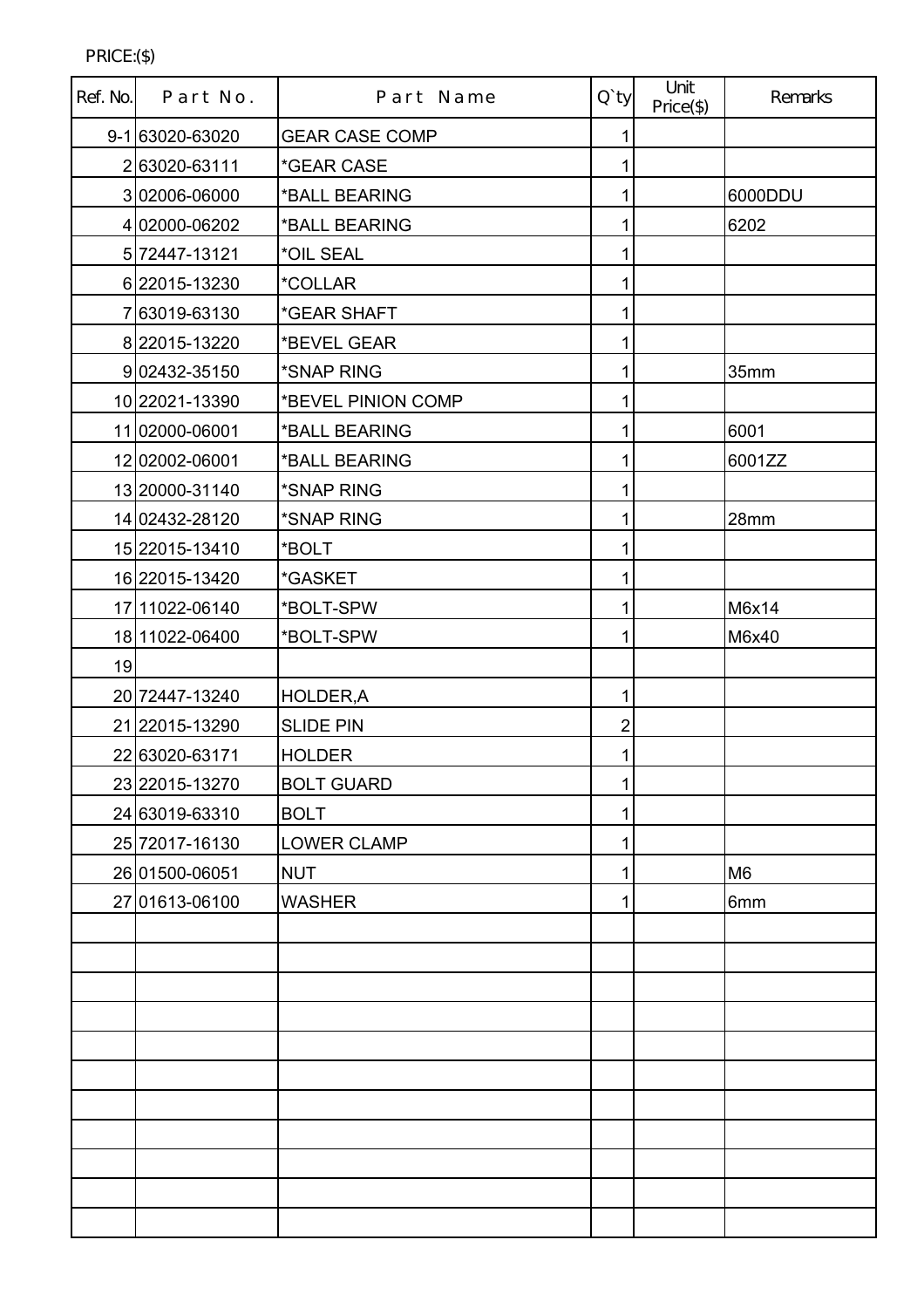PRICE:($)

| Ref. No. | Part No. | Part Name | Q`ty | Unit Price($) | Remarks |
|---|---|---|---|---|---|
| 9-1 | 63020-63020 | GEAR CASE COMP | 1 | | |
| 2 | 63020-63111 | *GEAR CASE | 1 | | |
| 3 | 02006-06000 | *BALL BEARING | 1 | | 6000DDU |
| 4 | 02000-06202 | *BALL BEARING | 1 | | 6202 |
| 5 | 72447-13121 | *OIL SEAL | 1 | | |
| 6 | 22015-13230 | *COLLAR | 1 | | |
| 7 | 63019-63130 | *GEAR SHAFT | 1 | | |
| 8 | 22015-13220 | *BEVEL GEAR | 1 | | |
| 9 | 02432-35150 | *SNAP RING | 1 | | 35mm |
| 10 | 22021-13390 | *BEVEL PINION COMP | 1 | | |
| 11 | 02000-06001 | *BALL BEARING | 1 | | 6001 |
| 12 | 02002-06001 | *BALL BEARING | 1 | | 6001ZZ |
| 13 | 20000-31140 | *SNAP RING | 1 | | |
| 14 | 02432-28120 | *SNAP RING | 1 | | 28mm |
| 15 | 22015-13410 | *BOLT | 1 | | |
| 16 | 22015-13420 | *GASKET | 1 | | |
| 17 | 11022-06140 | *BOLT-SPW | 1 | | M6x14 |
| 18 | 11022-06400 | *BOLT-SPW | 1 | | M6x40 |
| 19 | | | | | |
| 20 | 72447-13240 | HOLDER,A | 1 | | |
| 21 | 22015-13290 | SLIDE PIN | 2 | | |
| 22 | 63020-63171 | HOLDER | 1 | | |
| 23 | 22015-13270 | BOLT GUARD | 1 | | |
| 24 | 63019-63310 | BOLT | 1 | | |
| 25 | 72017-16130 | LOWER CLAMP | 1 | | |
| 26 | 01500-06051 | NUT | 1 | | M6 |
| 27 | 01613-06100 | WASHER | 1 | | 6mm |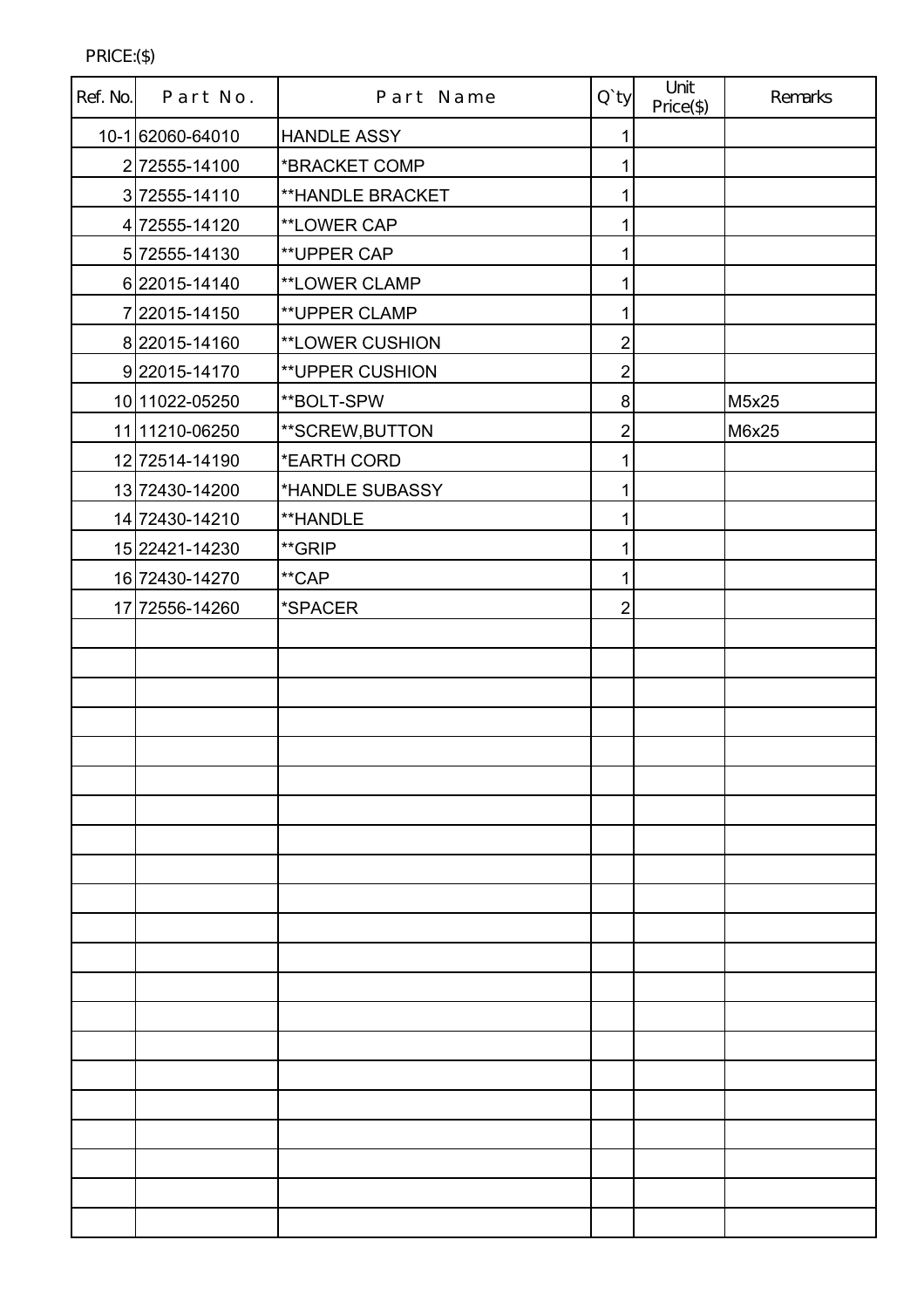PRICE:($)

| Ref. No. | Part No. | Part Name | Q`ty | Unit Price($) | Remarks |
|---|---|---|---|---|---|
| 10-1 | 62060-64010 | HANDLE ASSY | 1 | | |
| 2 | 72555-14100 | *BRACKET COMP | 1 | | |
| 3 | 72555-14110 | **HANDLE BRACKET | 1 | | |
| 4 | 72555-14120 | **LOWER CAP | 1 | | |
| 5 | 72555-14130 | **UPPER CAP | 1 | | |
| 6 | 22015-14140 | **LOWER CLAMP | 1 | | |
| 7 | 22015-14150 | **UPPER CLAMP | 1 | | |
| 8 | 22015-14160 | **LOWER CUSHION | 2 | | |
| 9 | 22015-14170 | **UPPER CUSHION | 2 | | |
| 10 | 11022-05250 | **BOLT-SPW | 8 | | M5x25 |
| 11 | 11210-06250 | **SCREW,BUTTON | 2 | | M6x25 |
| 12 | 72514-14190 | *EARTH CORD | 1 | | |
| 13 | 72430-14200 | *HANDLE SUBASSY | 1 | | |
| 14 | 72430-14210 | **HANDLE | 1 | | |
| 15 | 22421-14230 | **GRIP | 1 | | |
| 16 | 72430-14270 | **CAP | 1 | | |
| 17 | 72556-14260 | *SPACER | 2 | | |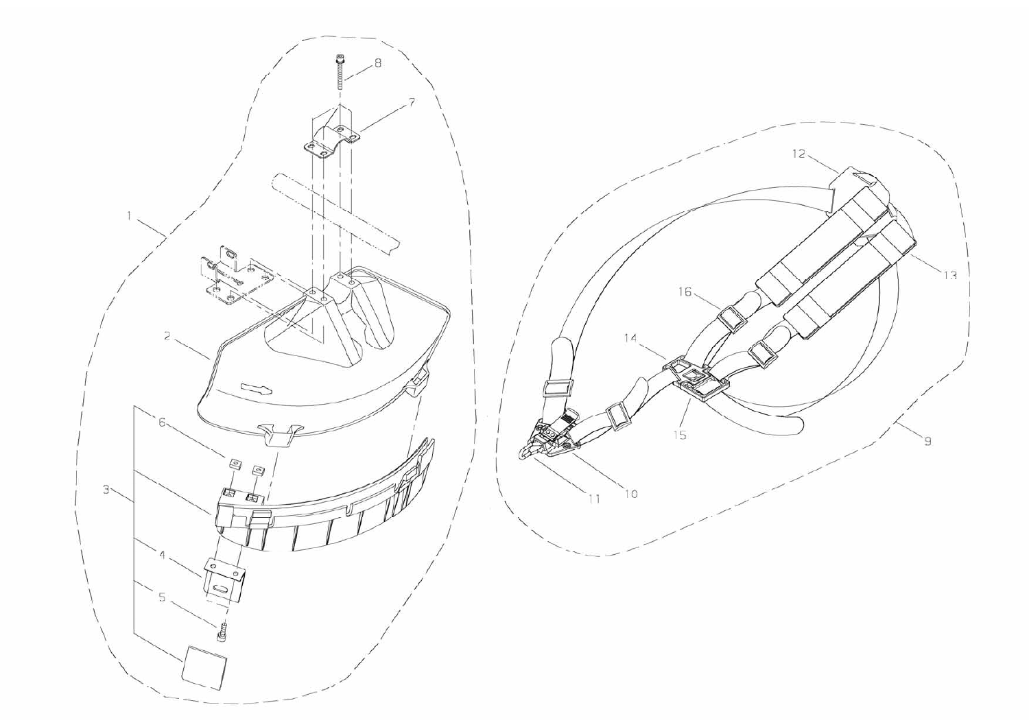8

7

1

2

6

3

4

5

12

13

16

14

15

9

11

10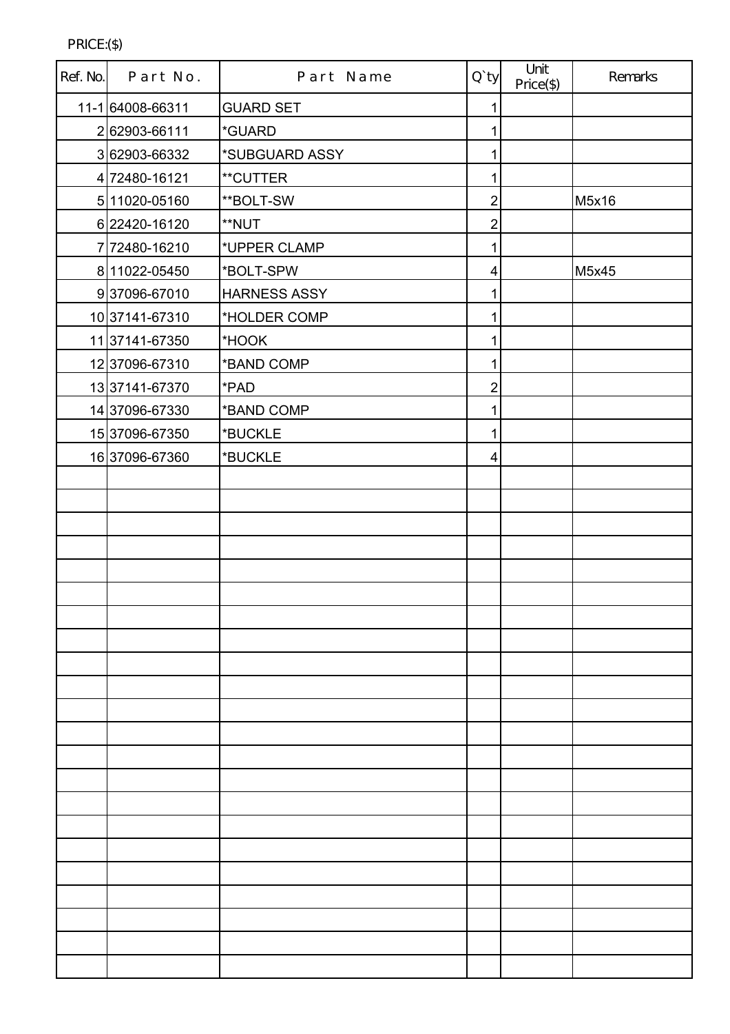PRICE:($)

| Ref. No. | Part No. | Part Name | Q`ty | Unit Price($) | Remarks |
|---|---|---|---|---|---|
| 11-1 | 64008-66311 | GUARD SET | 1 | | |
| 2 | 62903-66111 | *GUARD | 1 | | |
| 3 | 62903-66332 | *SUBGUARD ASSY | 1 | | |
| 4 | 72480-16121 | **CUTTER | 1 | | |
| 5 | 11020-05160 | **BOLT-SW | 2 | | M5x16 |
| 6 | 22420-16120 | **NUT | 2 | | |
| 7 | 72480-16210 | *UPPER CLAMP | 1 | | |
| 8 | 11022-05450 | *BOLT-SPW | 4 | | M5x45 |
| 9 | 37096-67010 | HARNESS ASSY | 1 | | |
| 10 | 37141-67310 | *HOLDER COMP | 1 | | |
| 11 | 37141-67350 | *HOOK | 1 | | |
| 12 | 37096-67310 | *BAND COMP | 1 | | |
| 13 | 37141-67370 | *PAD | 2 | | |
| 14 | 37096-67330 | *BAND COMP | 1 | | |
| 15 | 37096-67350 | *BUCKLE | 1 | | |
| 16 | 37096-67360 | *BUCKLE | 4 | | |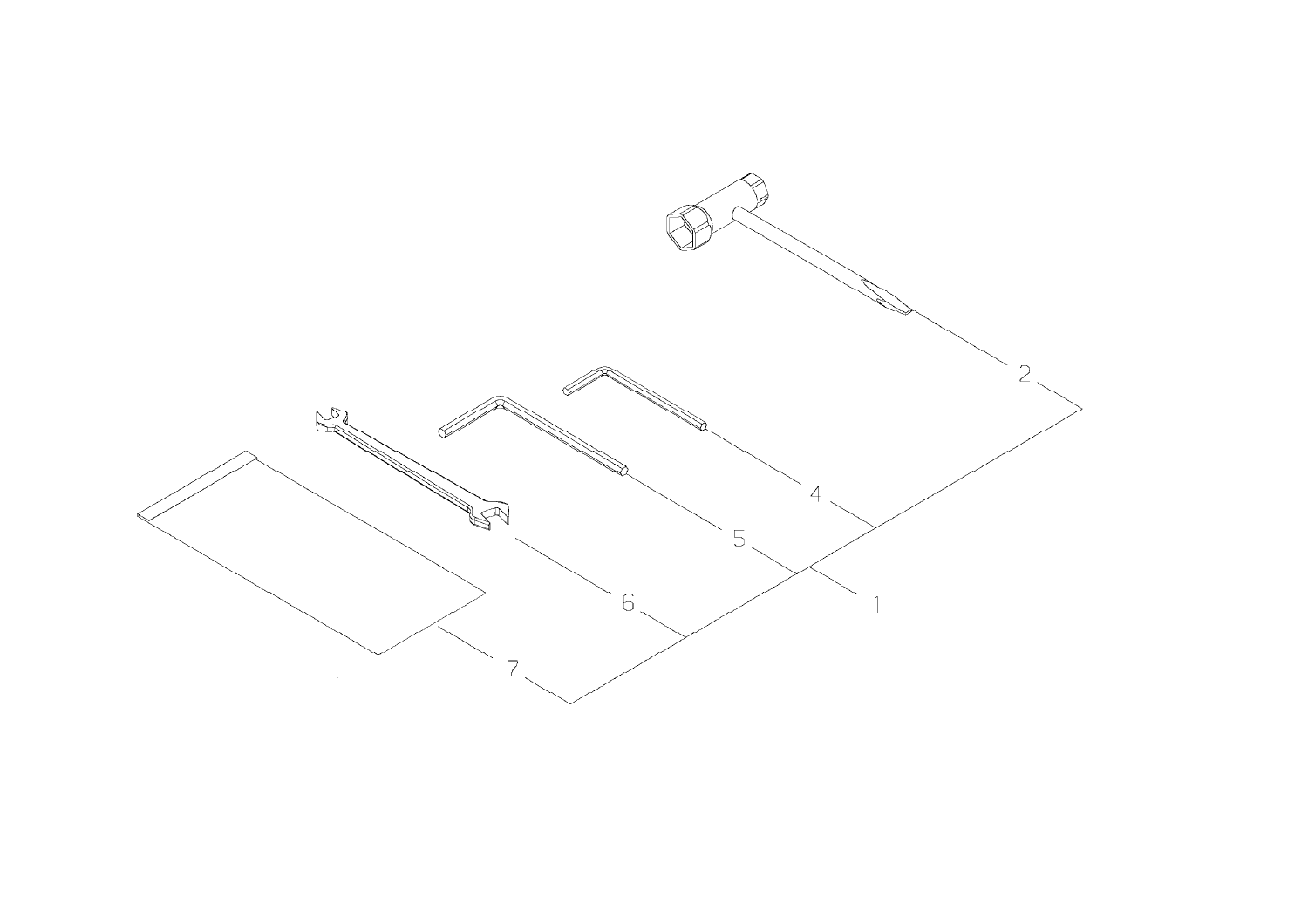2

4

5

1

6

7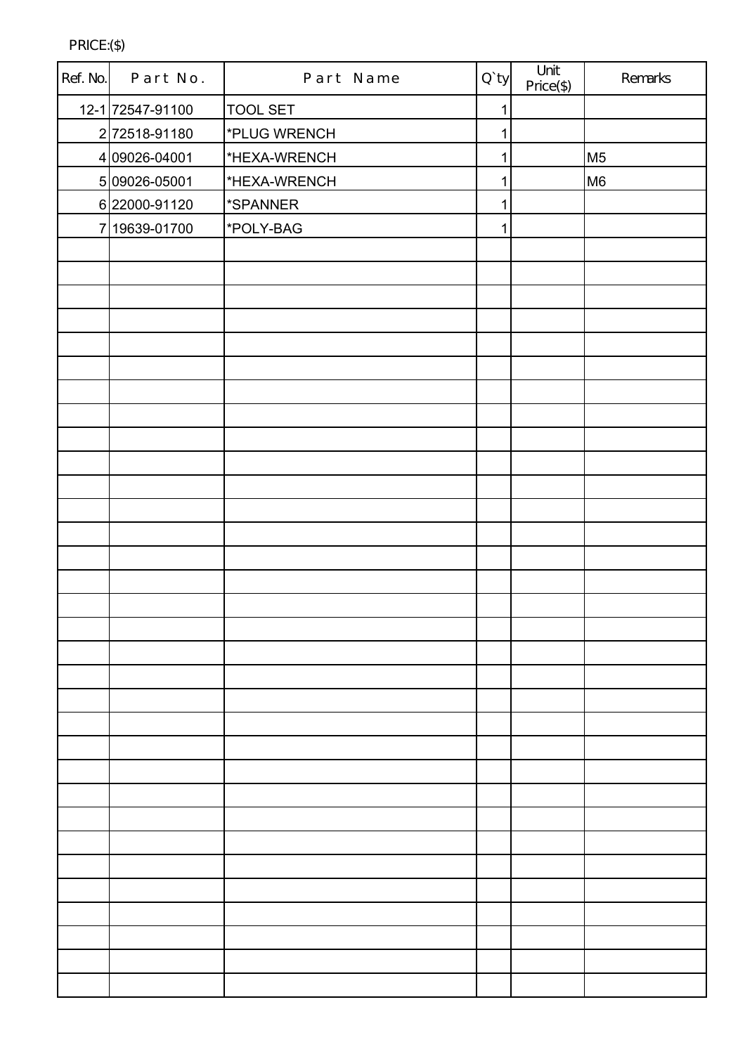PRICE:($)

| Ref. No. | Part No. | Part Name | Q`ty | Unit Price($) | Remarks |
|---|---|---|---|---|---|
| 12-1 | 72547-91100 | TOOL SET | 1 | | |
| 2 | 72518-91180 | *PLUG WRENCH | 1 | | |
| 4 | 09026-04001 | *HEXA-WRENCH | 1 | | M5 |
| 5 | 09026-05001 | *HEXA-WRENCH | 1 | | M6 |
| 6 | 22000-91120 | *SPANNER | 1 | | |
| 7 | 19639-01700 | *POLY-BAG | 1 | | |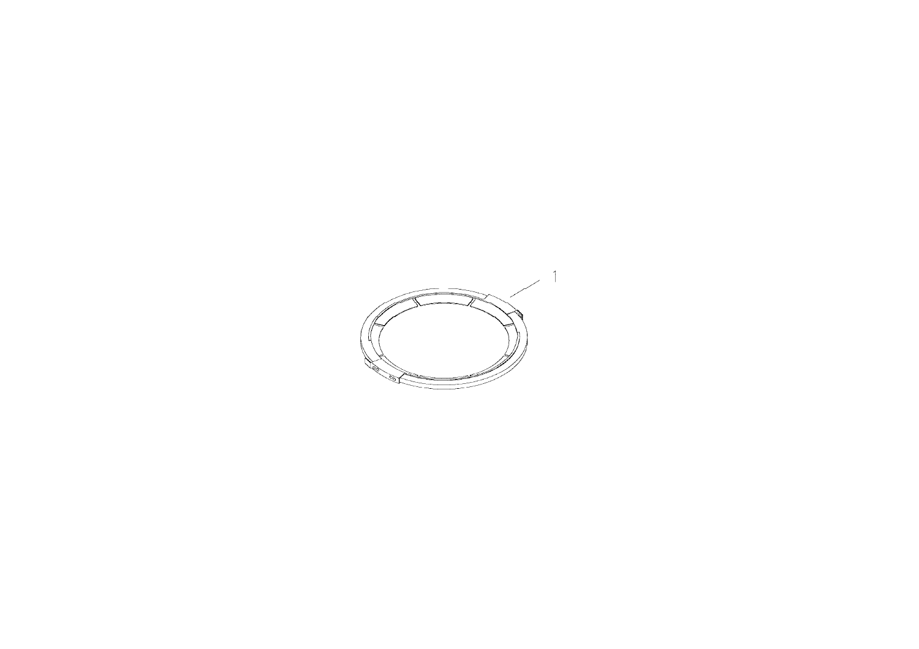1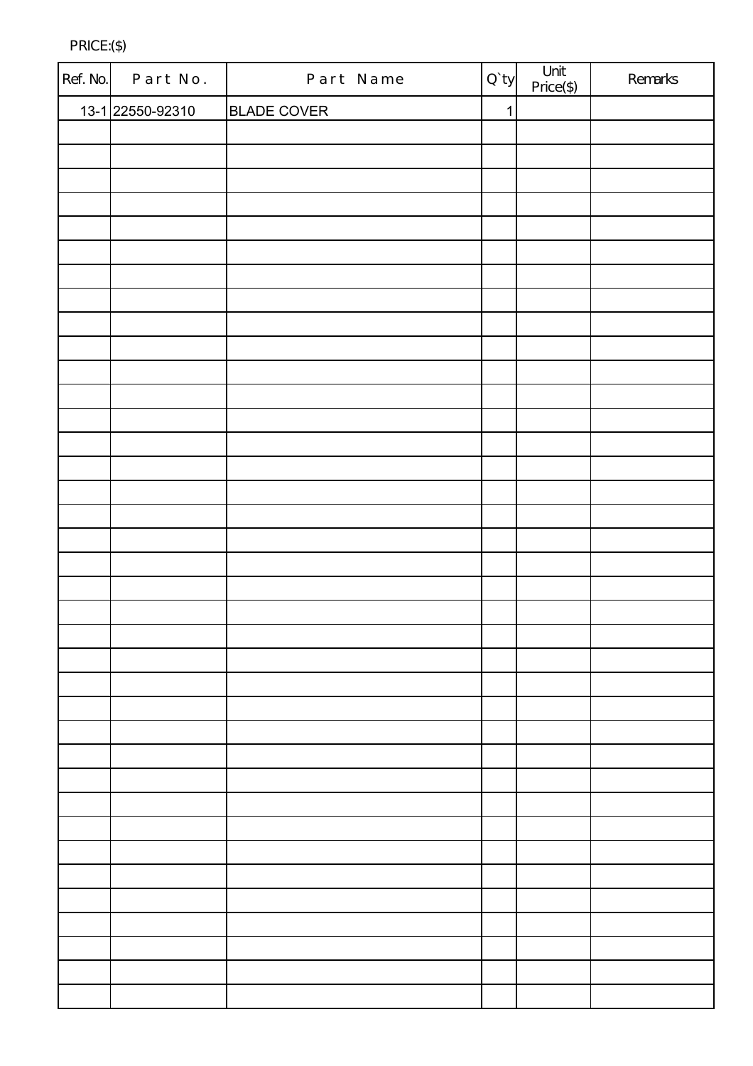PRICE:($)

| Ref. No. | Part No. | Part Name | Q`ty | Unit Price($) | Remarks |
|---|---|---|---|---|---|
| 13-1 | 22550-92310 | BLADE COVER | 1 | | |
| | | | | | |
| | | | | | |
| | | | | | |
| | | | | | |
| | | | | | |
| | | | | | |
| | | | | | |
| | | | | | |
| | | | | | |
| | | | | | |
| | | | | | |
| | | | | | |
| | | | | | |
| | | | | | |
| | | | | | |
| | | | | | |
| | | | | | |
| | | | | | |
| | | | | | |
| | | | | | |
| | | | | | |
| | | | | | |
| | | | | | |
| | | | | | |
| | | | | | |
| | | | | | |
| | | | | | |
| | | | | | |
| | | | | | |
| | | | | | |
| | | | | | |
| | | | | | |
| | | | | | |
| | | | | | |
| | | | | | |
| | | | | | |
| | | | | | |